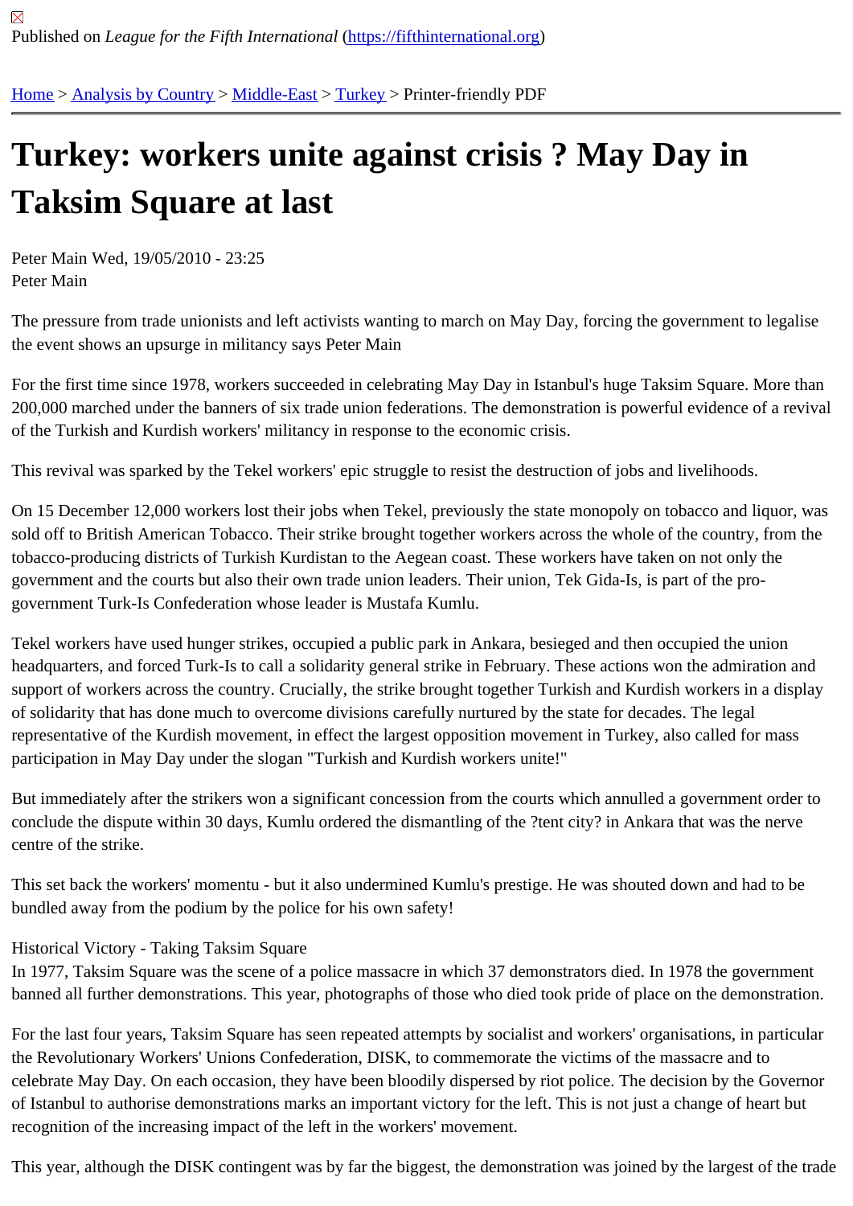Published on *League for the Fifth International* (https://fifthinternational.org)

Home > Analysis by Country > Middle-East > Turkey > Printer-friendly PDF

# Turkey: workers unite against crisis ? May Day in Taksim Square at last

Peter Main Wed, 19/05/2010 - 23:25
Peter Main

The pressure from trade unionists and left activists wanting to march on May Day, forcing the government to legalise the event shows an upsurge in militancy says Peter Main

For the first time since 1978, workers succeeded in celebrating May Day in Istanbul's huge Taksim Square. More than 200,000 marched under the banners of six trade union federations. The demonstration is powerful evidence of a revival of the Turkish and Kurdish workers' militancy in response to the economic crisis.

This revival was sparked by the Tekel workers' epic struggle to resist the destruction of jobs and livelihoods.

On 15 December 12,000 workers lost their jobs when Tekel, previously the state monopoly on tobacco and liquor, was sold off to British American Tobacco. Their strike brought together workers across the whole of the country, from the tobacco-producing districts of Turkish Kurdistan to the Aegean coast. These workers have taken on not only the government and the courts but also their own trade union leaders. Their union, Tek Gida-Is, is part of the pro-government Turk-Is Confederation whose leader is Mustafa Kumlu.

Tekel workers have used hunger strikes, occupied a public park in Ankara, besieged and then occupied the union headquarters, and forced Turk-Is to call a solidarity general strike in February. These actions won the admiration and support of workers across the country. Crucially, the strike brought together Turkish and Kurdish workers in a display of solidarity that has done much to overcome divisions carefully nurtured by the state for decades. The legal representative of the Kurdish movement, in effect the largest opposition movement in Turkey, also called for mass participation in May Day under the slogan "Turkish and Kurdish workers unite!"

But immediately after the strikers won a significant concession from the courts which annulled a government order to conclude the dispute within 30 days, Kumlu ordered the dismantling of the ?tent city? in Ankara that was the nerve centre of the strike.

This set back the workers' momentu - but it also undermined Kumlu's prestige. He was shouted down and had to be bundled away from the podium by the police for his own safety!

Historical Victory - Taking Taksim Square

In 1977, Taksim Square was the scene of a police massacre in which 37 demonstrators died. In 1978 the government banned all further demonstrations. This year, photographs of those who died took pride of place on the demonstration.

For the last four years, Taksim Square has seen repeated attempts by socialist and workers' organisations, in particular the Revolutionary Workers' Unions Confederation, DISK, to commemorate the victims of the massacre and to celebrate May Day. On each occasion, they have been bloodily dispersed by riot police. The decision by the Governor of Istanbul to authorise demonstrations marks an important victory for the left. This is not just a change of heart but recognition of the increasing impact of the left in the workers' movement.

This year, although the DISK contingent was by far the biggest, the demonstration was joined by the largest of the trade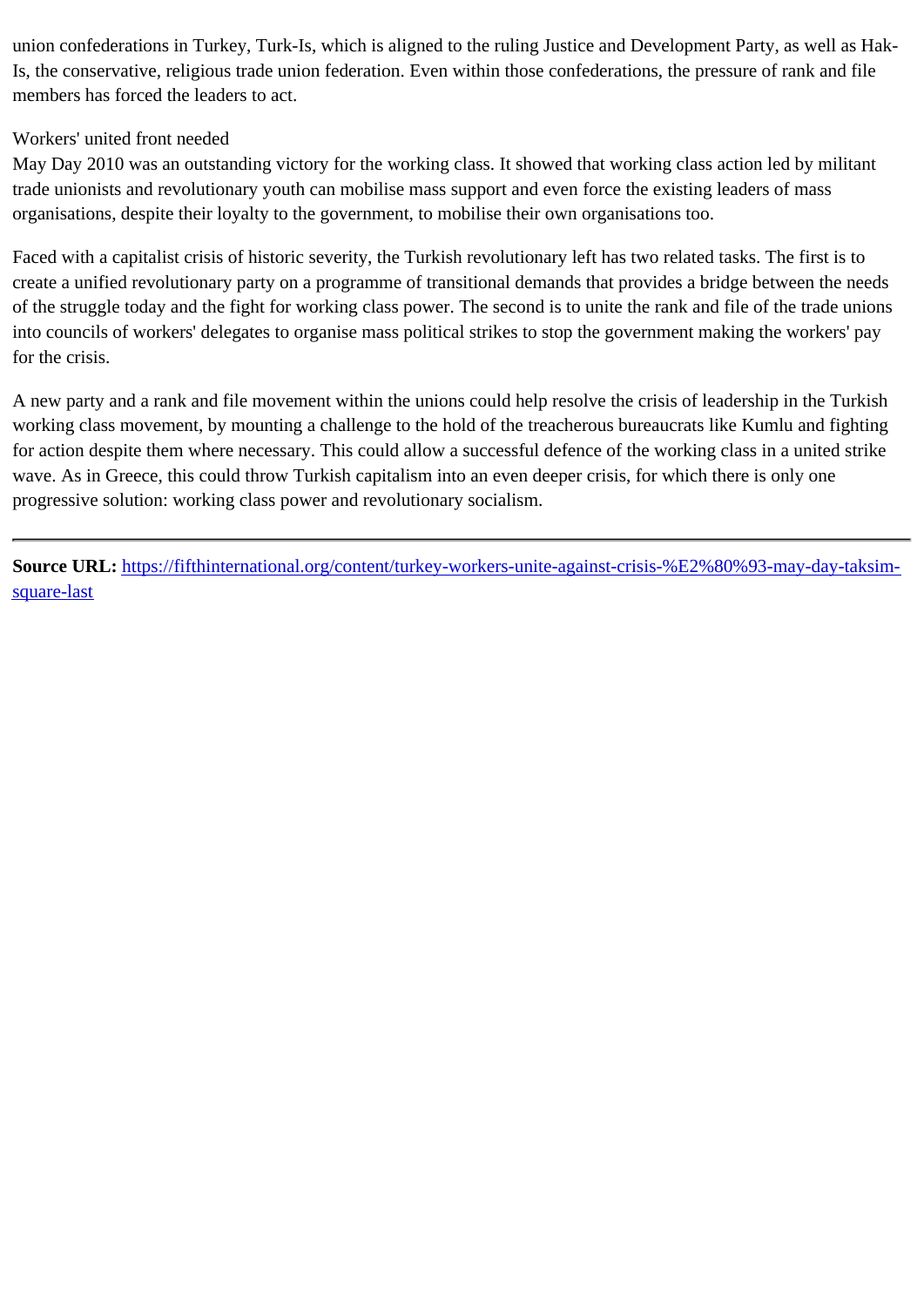union confederations in Turkey, Turk-Is, which is aligned to the ruling Justice and Development Party, as well as Hak-Is, the conservative, religious trade union federation. Even within those confederations, the pressure of rank and file members has forced the leaders to act.

## Workers' united front needed

May Day 2010 was an outstanding victory for the working class. It showed that working class action led by militant trade unionists and revolutionary youth can mobilise mass support and even force the existing leaders of mass organisations, despite their loyalty to the government, to mobilise their own organisations too.

Faced with a capitalist crisis of historic severity, the Turkish revolutionary left has two related tasks. The first is to create a unified revolutionary party on a programme of transitional demands that provides a bridge between the needs of the struggle today and the fight for working class power. The second is to unite the rank and file of the trade unions into councils of workers' delegates to organise mass political strikes to stop the government making the workers' pay for the crisis.

A new party and a rank and file movement within the unions could help resolve the crisis of leadership in the Turkish working class movement, by mounting a challenge to the hold of the treacherous bureaucrats like Kumlu and fighting for action despite them where necessary. This could allow a successful defence of the working class in a united strike wave. As in Greece, this could throw Turkish capitalism into an even deeper crisis, for which there is only one progressive solution: working class power and revolutionary socialism.

---

**Source URL:** https://fifthinternational.org/content/turkey-workers-unite-against-crisis-%E2%80%93-may-day-taksim-square-last